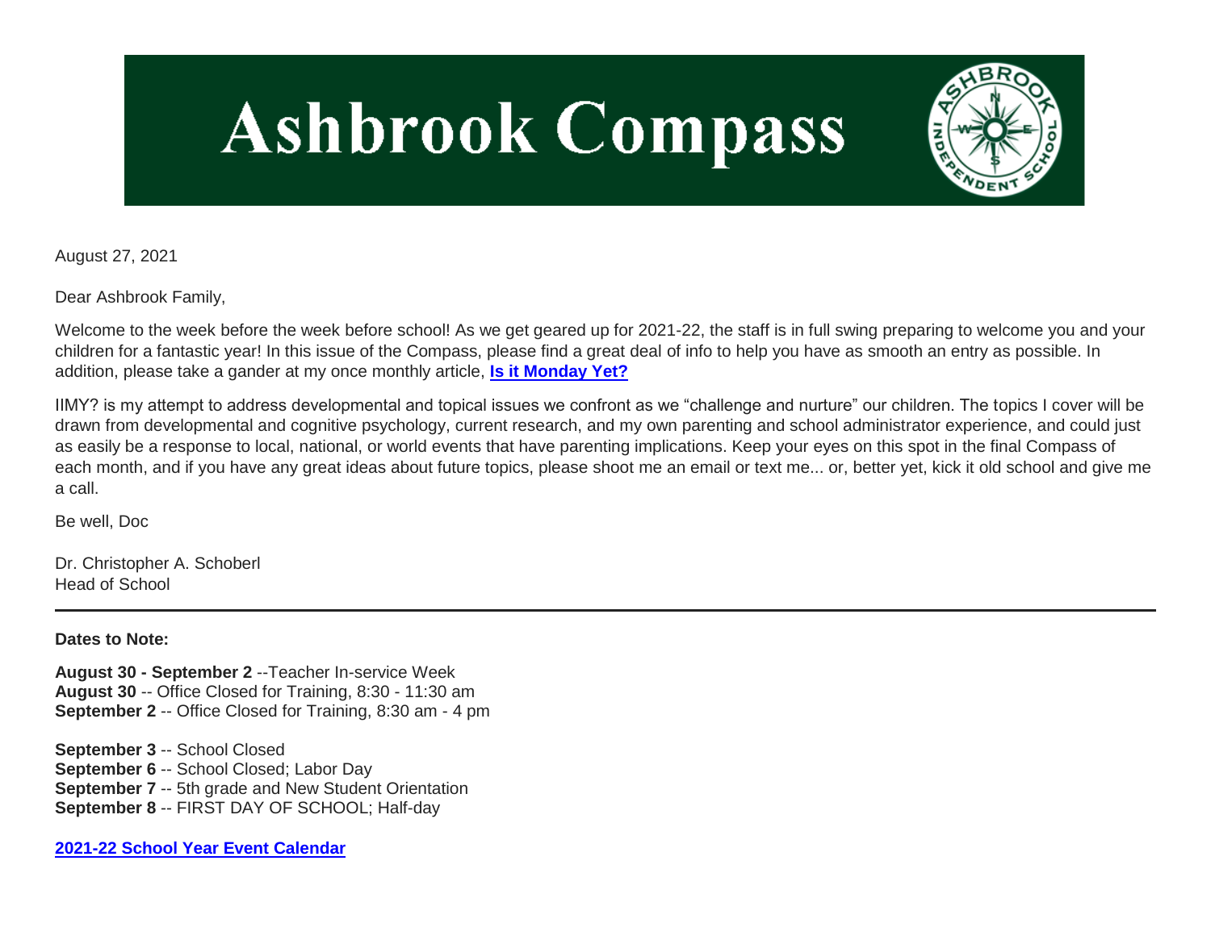# Ashbrook Compass

August 27, 2021

Dear Ashbrook Family,

Welcome to the week before the week before school! As we get geared up for 2021-22, the staff is in full swing preparing to welcome you and your children for a fantastic year! In this issue of the Compass, please find a great deal of info to help you have as smooth an entry as possible. In addition, please take a gander at my once monthly article, **Is it Monday Yet?**

IIMY? is my attempt to address developmental and topical issues we confront as we "challenge and nurture" our children. The topics I cover will be drawn from developmental and cognitive psychology, current research, and my own parenting and school administrator experience, and could just as easily be a response to local, national, or world events that have parenting implications. Keep your eyes on this spot in the final Compass of each month, and if you have any great ideas about future topics, please shoot me an email or text me... or, better yet, kick it old school and give me a call.

Be well, Doc

Dr. Christopher A. Schoberl
Head of School

---

**Dates to Note:**

**August 30 - September 2** --Teacher In-service Week
**August 30** -- Office Closed for Training, 8:30 - 11:30 am
**September 2** -- Office Closed for Training, 8:30 am - 4 pm

**September 3** -- School Closed
**September 6** -- School Closed; Labor Day
**September 7** -- 5th grade and New Student Orientation
**September 8** -- FIRST DAY OF SCHOOL; Half-day

**2021-22 School Year Event Calendar**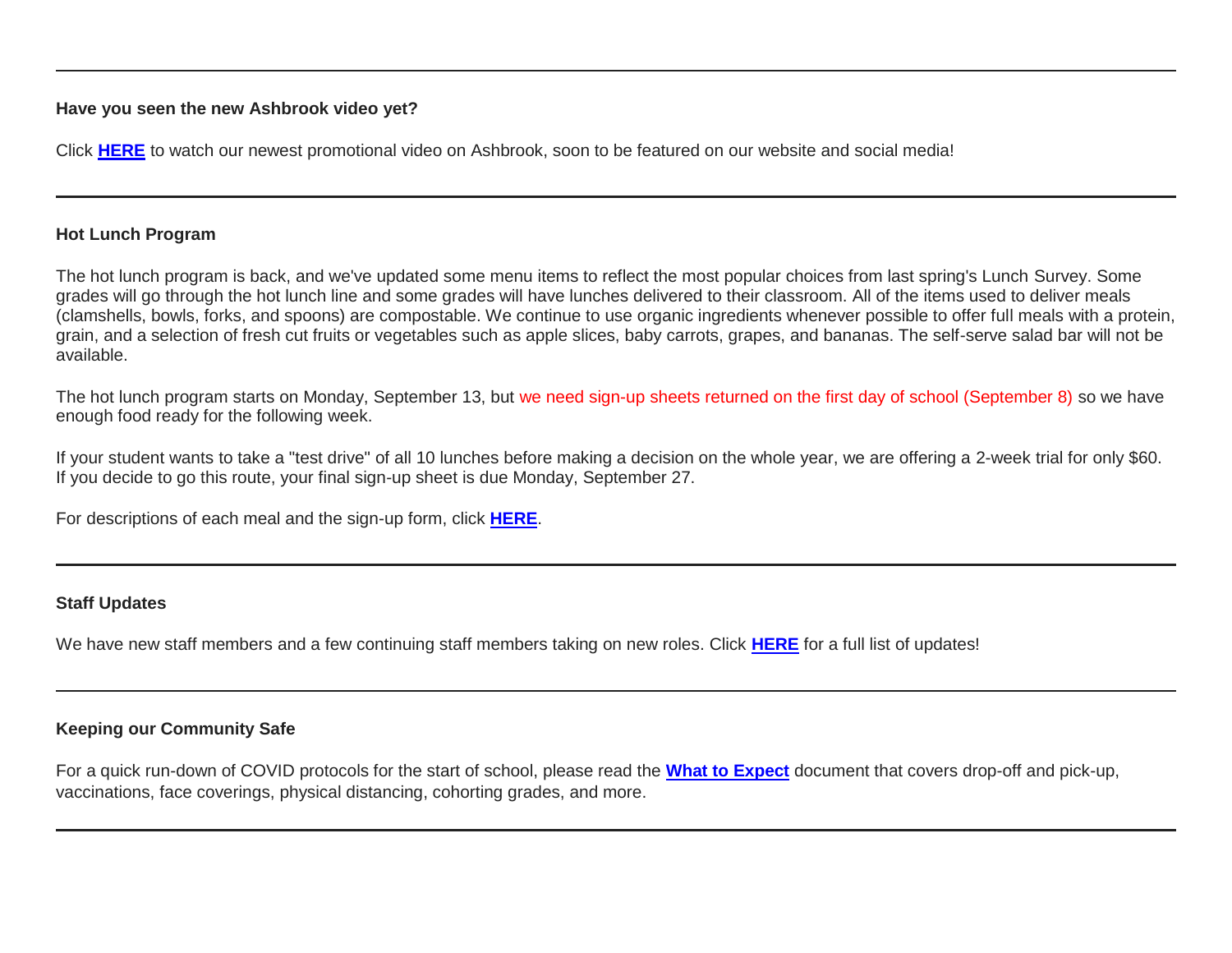---

**Have you seen the new Ashbrook video yet?**

Click **HERE** to watch our newest promotional video on Ashbrook, soon to be featured on our website and social media!

---

**Hot Lunch Program**

The hot lunch program is back, and we've updated some menu items to reflect the most popular choices from last spring's Lunch Survey. Some grades will go through the hot lunch line and some grades will have lunches delivered to their classroom. All of the items used to deliver meals (clamshells, bowls, forks, and spoons) are compostable. We continue to use organic ingredients whenever possible to offer full meals with a protein, grain, and a selection of fresh cut fruits or vegetables such as apple slices, baby carrots, grapes, and bananas. The self-serve salad bar will not be available.

The hot lunch program starts on Monday, September 13, but we need sign-up sheets returned on the first day of school (September 8) so we have enough food ready for the following week.

If your student wants to take a "test drive" of all 10 lunches before making a decision on the whole year, we are offering a 2-week trial for only $60. If you decide to go this route, your final sign-up sheet is due Monday, September 27.

For descriptions of each meal and the sign-up form, click **HERE**.

---

**Staff Updates**

We have new staff members and a few continuing staff members taking on new roles. Click **HERE** for a full list of updates!

---

**Keeping our Community Safe**

For a quick run-down of COVID protocols for the start of school, please read the **What to Expect** document that covers drop-off and pick-up, vaccinations, face coverings, physical distancing, cohorting grades, and more.

---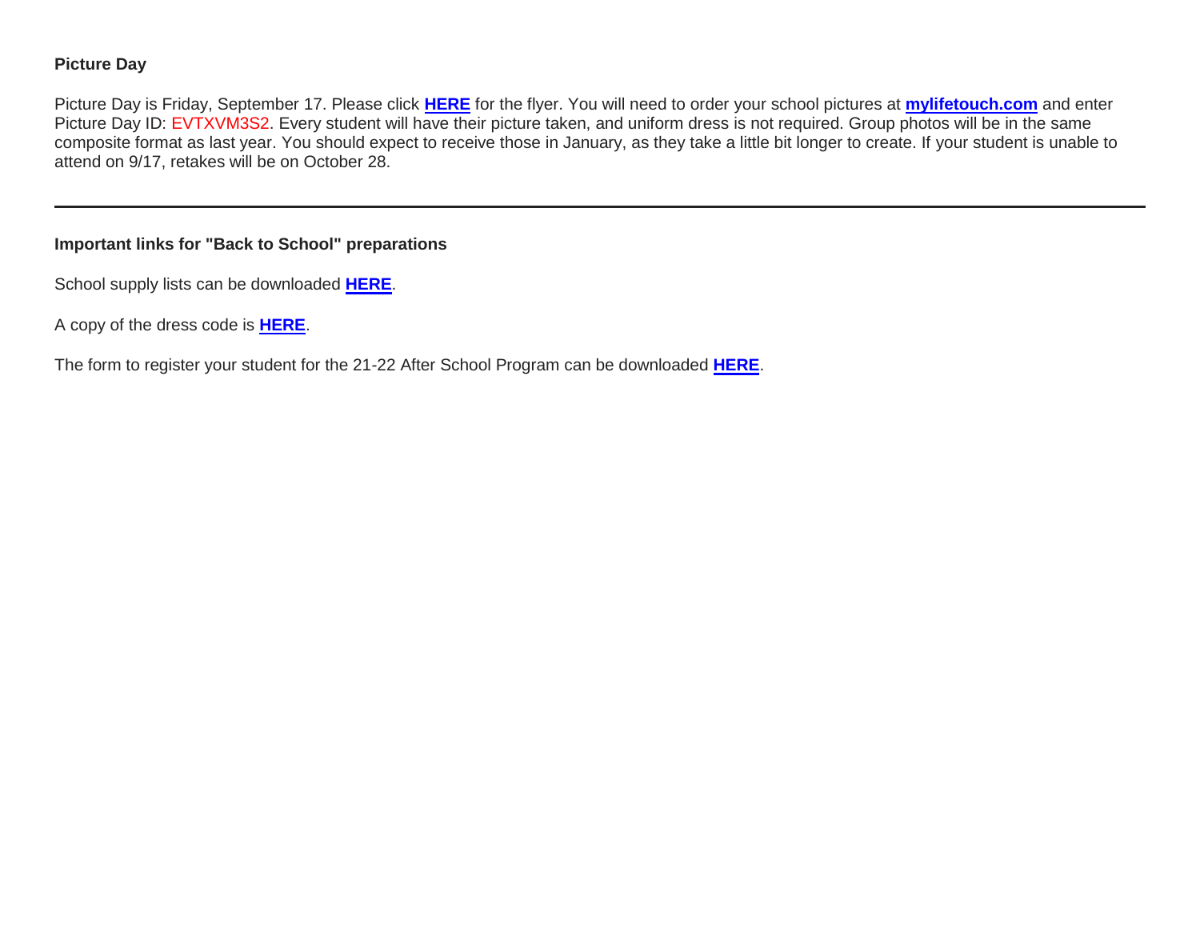**Picture Day**

Picture Day is Friday, September 17. Please click **HERE** for the flyer. You will need to order your school pictures at **mylifetouch.com** and enter Picture Day ID: EVTXVM3S2. Every student will have their picture taken, and uniform dress is not required. Group photos will be in the same composite format as last year. You should expect to receive those in January, as they take a little bit longer to create. If your student is unable to attend on 9/17, retakes will be on October 28.

---

**Important links for "Back to School" preparations**

School supply lists can be downloaded **HERE**.

A copy of the dress code is **HERE**.

The form to register your student for the 21-22 After School Program can be downloaded **HERE**.